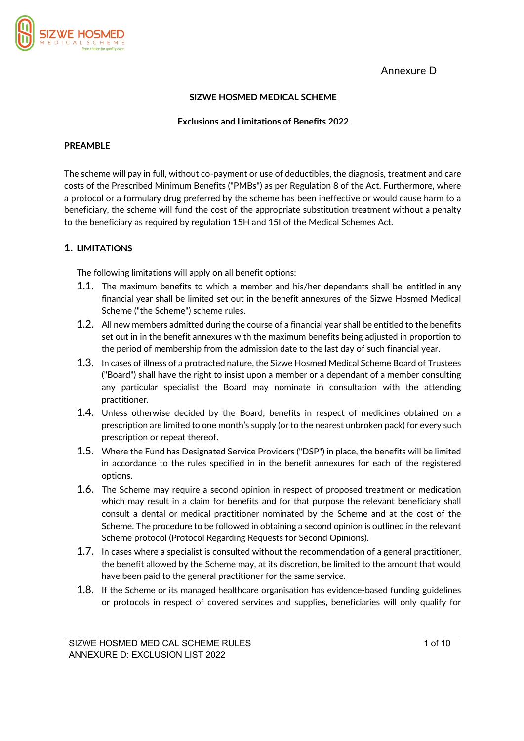Annexure D

**SIZWE HOSMED MEDICAL SCHEME**

**Exclusions and Limitations of Benefits 2022**

**PREAMBLE**

The scheme will pay in full, without co-payment or use of deductibles, the diagnosis, treatment and care costs of the Prescribed Minimum Benefits ("PMBs") as per Regulation 8 of the Act. Furthermore, where a protocol or a formulary drug preferred by the scheme has been ineffective or would cause harm to a beneficiary, the scheme will fund the cost of the appropriate substitution treatment without a penalty to the beneficiary as required by regulation 15H and 15I of the Medical Schemes Act.

## 1. LIMITATIONS

The following limitations will apply on all benefit options:

1.1. The maximum benefits to which a member and his/her dependants shall be entitled in any financial year shall be limited set out in the benefit annexures of the Sizwe Hosmed Medical Scheme ("the Scheme") scheme rules.

1.2. All new members admitted during the course of a financial year shall be entitled to the benefits set out in in the benefit annexures with the maximum benefits being adjusted in proportion to the period of membership from the admission date to the last day of such financial year.

1.3. In cases of illness of a protracted nature, the Sizwe Hosmed Medical Scheme Board of Trustees ("Board") shall have the right to insist upon a member or a dependant of a member consulting any particular specialist the Board may nominate in consultation with the attending practitioner.

1.4. Unless otherwise decided by the Board, benefits in respect of medicines obtained on a prescription are limited to one month's supply (or to the nearest unbroken pack) for every such prescription or repeat thereof.

1.5. Where the Fund has Designated Service Providers ("DSP") in place, the benefits will be limited in accordance to the rules specified in in the benefit annexures for each of the registered options.

1.6. The Scheme may require a second opinion in respect of proposed treatment or medication which may result in a claim for benefits and for that purpose the relevant beneficiary shall consult a dental or medical practitioner nominated by the Scheme and at the cost of the Scheme. The procedure to be followed in obtaining a second opinion is outlined in the relevant Scheme protocol (Protocol Regarding Requests for Second Opinions).

1.7. In cases where a specialist is consulted without the recommendation of a general practitioner, the benefit allowed by the Scheme may, at its discretion, be limited to the amount that would have been paid to the general practitioner for the same service.

1.8. If the Scheme or its managed healthcare organisation has evidence-based funding guidelines or protocols in respect of covered services and supplies, beneficiaries will only qualify for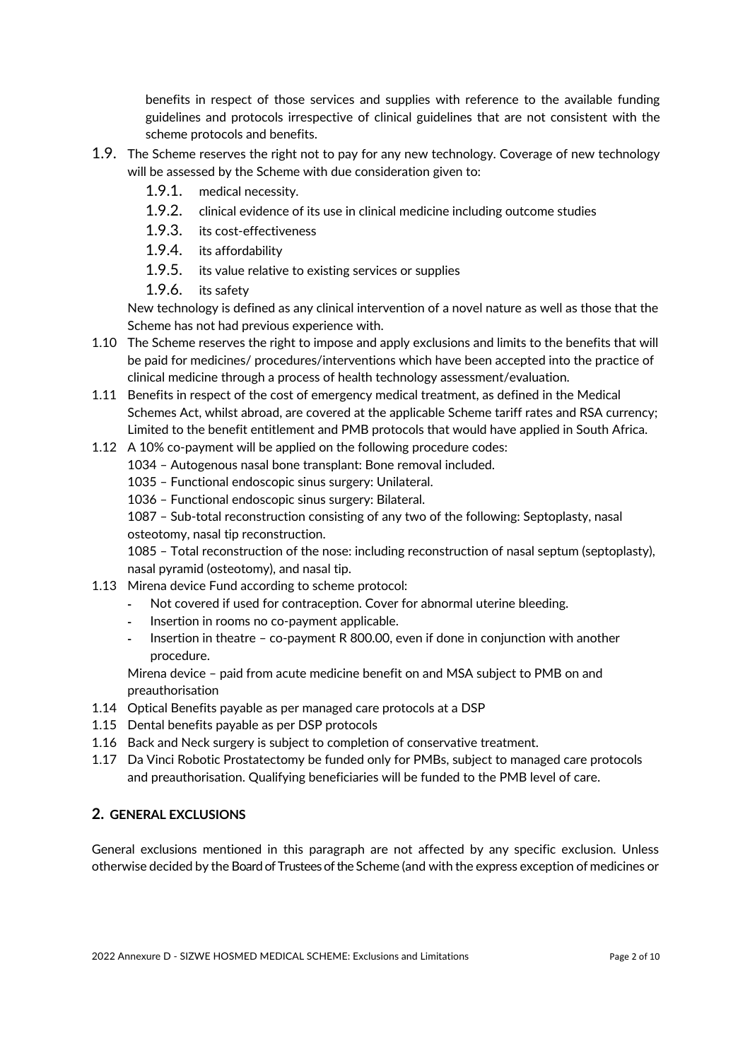benefits in respect of those services and supplies with reference to the available funding guidelines and protocols irrespective of clinical guidelines that are not consistent with the scheme protocols and benefits.

1.9. The Scheme reserves the right not to pay for any new technology. Coverage of new technology will be assessed by the Scheme with due consideration given to:
   - 1.9.1. medical necessity.
   - 1.9.2. clinical evidence of its use in clinical medicine including outcome studies
   - 1.9.3. its cost-effectiveness
   - 1.9.4. its affordability
   - 1.9.5. its value relative to existing services or supplies
   - 1.9.6. its safety

   New technology is defined as any clinical intervention of a novel nature as well as those that the Scheme has not had previous experience with.

1.10 The Scheme reserves the right to impose and apply exclusions and limits to the benefits that will be paid for medicines/ procedures/interventions which have been accepted into the practice of clinical medicine through a process of health technology assessment/evaluation.

1.11 Benefits in respect of the cost of emergency medical treatment, as defined in the Medical Schemes Act, whilst abroad, are covered at the applicable Scheme tariff rates and RSA currency; Limited to the benefit entitlement and PMB protocols that would have applied in South Africa.

1.12 A 10% co-payment will be applied on the following procedure codes:
   1034 – Autogenous nasal bone transplant: Bone removal included.
   1035 – Functional endoscopic sinus surgery: Unilateral.
   1036 – Functional endoscopic sinus surgery: Bilateral.
   1087 – Sub-total reconstruction consisting of any two of the following: Septoplasty, nasal osteotomy, nasal tip reconstruction.
   1085 – Total reconstruction of the nose: including reconstruction of nasal septum (septoplasty), nasal pyramid (osteotomy), and nasal tip.

1.13 Mirena device Fund according to scheme protocol:
   - Not covered if used for contraception. Cover for abnormal uterine bleeding.
   - Insertion in rooms no co-payment applicable.
   - Insertion in theatre – co-payment R 800.00, even if done in conjunction with another procedure.

   Mirena device – paid from acute medicine benefit on and MSA subject to PMB on and preauthorisation

1.14 Optical Benefits payable as per managed care protocols at a DSP

1.15 Dental benefits payable as per DSP protocols

1.16 Back and Neck surgery is subject to completion of conservative treatment.

1.17 Da Vinci Robotic Prostatectomy be funded only for PMBs, subject to managed care protocols and preauthorisation. Qualifying beneficiaries will be funded to the PMB level of care.

## 2. GENERAL EXCLUSIONS

General exclusions mentioned in this paragraph are not affected by any specific exclusion. Unless otherwise decided by the Board of Trustees of the Scheme (and with the express exception of medicines or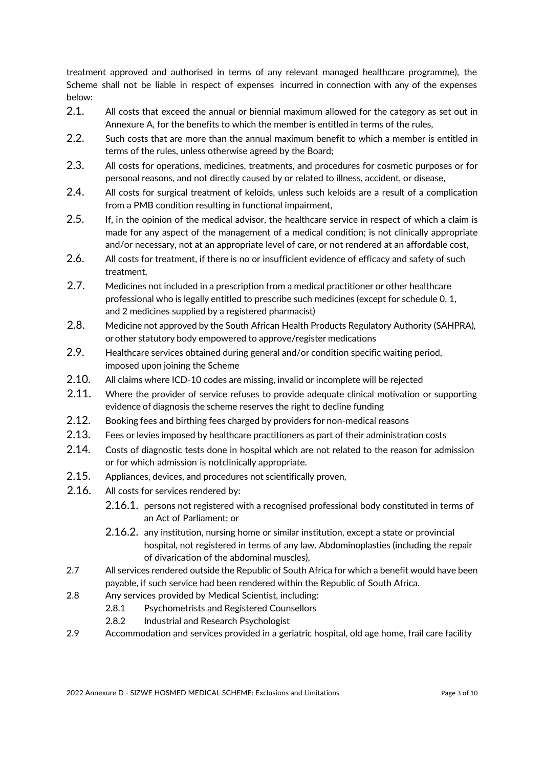treatment approved and authorised in terms of any relevant managed healthcare programme), the Scheme shall not be liable in respect of expenses incurred in connection with any of the expenses below:

2.1. All costs that exceed the annual or biennial maximum allowed for the category as set out in Annexure A, for the benefits to which the member is entitled in terms of the rules,

2.2. Such costs that are more than the annual maximum benefit to which a member is entitled in terms of the rules, unless otherwise agreed by the Board;

2.3. All costs for operations, medicines, treatments, and procedures for cosmetic purposes or for personal reasons, and not directly caused by or related to illness, accident, or disease,

2.4. All costs for surgical treatment of keloids, unless such keloids are a result of a complication from a PMB condition resulting in functional impairment,

2.5. If, in the opinion of the medical advisor, the healthcare service in respect of which a claim is made for any aspect of the management of a medical condition; is not clinically appropriate and/or necessary, not at an appropriate level of care, or not rendered at an affordable cost,

2.6. All costs for treatment, if there is no or insufficient evidence of efficacy and safety of such treatment,

2.7. Medicines not included in a prescription from a medical practitioner or other healthcare professional who is legally entitled to prescribe such medicines (except for schedule 0, 1, and 2 medicines supplied by a registered pharmacist)

2.8. Medicine not approved by the South African Health Products Regulatory Authority (SAHPRA), or other statutory body empowered to approve/register medications

2.9. Healthcare services obtained during general and/or condition specific waiting period, imposed upon joining the Scheme

2.10. All claims where ICD-10 codes are missing, invalid or incomplete will be rejected

2.11. Where the provider of service refuses to provide adequate clinical motivation or supporting evidence of diagnosis the scheme reserves the right to decline funding

2.12. Booking fees and birthing fees charged by providers for non-medical reasons

2.13. Fees or levies imposed by healthcare practitioners as part of their administration costs

2.14. Costs of diagnostic tests done in hospital which are not related to the reason for admission or for which admission is notclinically appropriate.

2.15. Appliances, devices, and procedures not scientifically proven,

2.16. All costs for services rendered by:

- 2.16.1. persons not registered with a recognised professional body constituted in terms of an Act of Parliament; or
- 2.16.2. any institution, nursing home or similar institution, except a state or provincial hospital, not registered in terms of any law. Abdominoplasties (including the repair of divarication of the abdominal muscles),

2.7 All services rendered outside the Republic of South Africa for which a benefit would have been payable, if such service had been rendered within the Republic of South Africa.

2.8 Any services provided by Medical Scientist, including:

- 2.8.1 Psychometrists and Registered Counsellors
- 2.8.2 Industrial and Research Psychologist

2.9 Accommodation and services provided in a geriatric hospital, old age home, frail care facility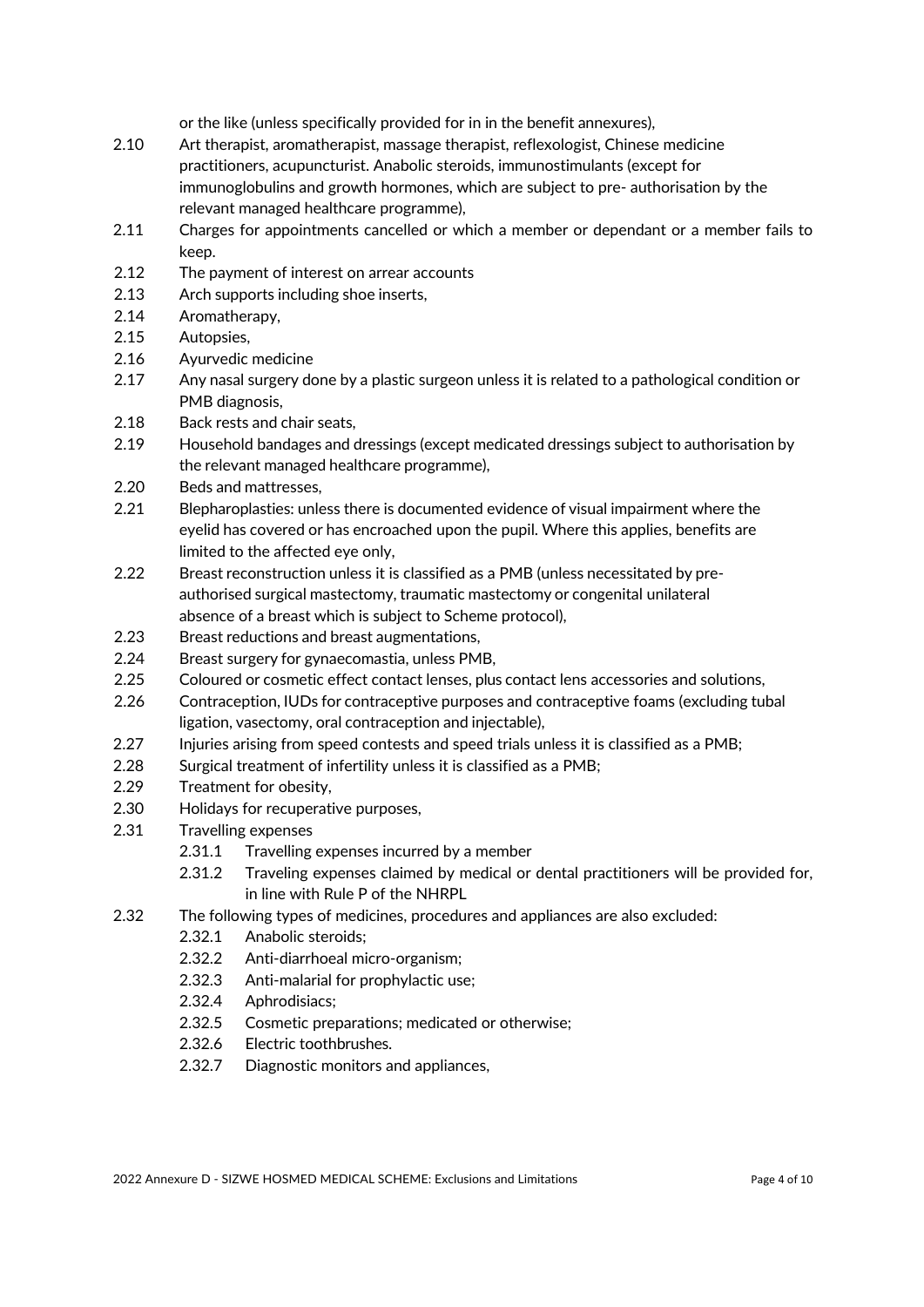or the like (unless specifically provided for in in the benefit annexures),

2.10 Art therapist, aromatherapist, massage therapist, reflexologist, Chinese medicine practitioners, acupuncturist. Anabolic steroids, immunostimulants (except for immunoglobulins and growth hormones, which are subject to pre- authorisation by the relevant managed healthcare programme),

2.11 Charges for appointments cancelled or which a member or dependant or a member fails to keep.

2.12 The payment of interest on arrear accounts

2.13 Arch supports including shoe inserts,

2.14 Aromatherapy,

2.15 Autopsies,

2.16 Ayurvedic medicine

2.17 Any nasal surgery done by a plastic surgeon unless it is related to a pathological condition or PMB diagnosis,

2.18 Back rests and chair seats,

2.19 Household bandages and dressings (except medicated dressings subject to authorisation by the relevant managed healthcare programme),

2.20 Beds and mattresses,

2.21 Blepharoplasties: unless there is documented evidence of visual impairment where the eyelid has covered or has encroached upon the pupil. Where this applies, benefits are limited to the affected eye only,

2.22 Breast reconstruction unless it is classified as a PMB (unless necessitated by pre-authorised surgical mastectomy, traumatic mastectomy or congenital unilateral absence of a breast which is subject to Scheme protocol),

2.23 Breast reductions and breast augmentations,

2.24 Breast surgery for gynaecomastia, unless PMB,

2.25 Coloured or cosmetic effect contact lenses, plus contact lens accessories and solutions,

2.26 Contraception, IUDs for contraceptive purposes and contraceptive foams (excluding tubal ligation, vasectomy, oral contraception and injectable),

2.27 Injuries arising from speed contests and speed trials unless it is classified as a PMB;

2.28 Surgical treatment of infertility unless it is classified as a PMB;

2.29 Treatment for obesity,

2.30 Holidays for recuperative purposes,

2.31 Travelling expenses

- 2.31.1 Travelling expenses incurred by a member
- 2.31.2 Traveling expenses claimed by medical or dental practitioners will be provided for, in line with Rule P of the NHRPL

2.32 The following types of medicines, procedures and appliances are also excluded:

- 2.32.1 Anabolic steroids;
- 2.32.2 Anti-diarrhoeal micro-organism;
- 2.32.3 Anti-malarial for prophylactic use;
- 2.32.4 Aphrodisiacs;
- 2.32.5 Cosmetic preparations; medicated or otherwise;
- 2.32.6 Electric toothbrushes.
- 2.32.7 Diagnostic monitors and appliances,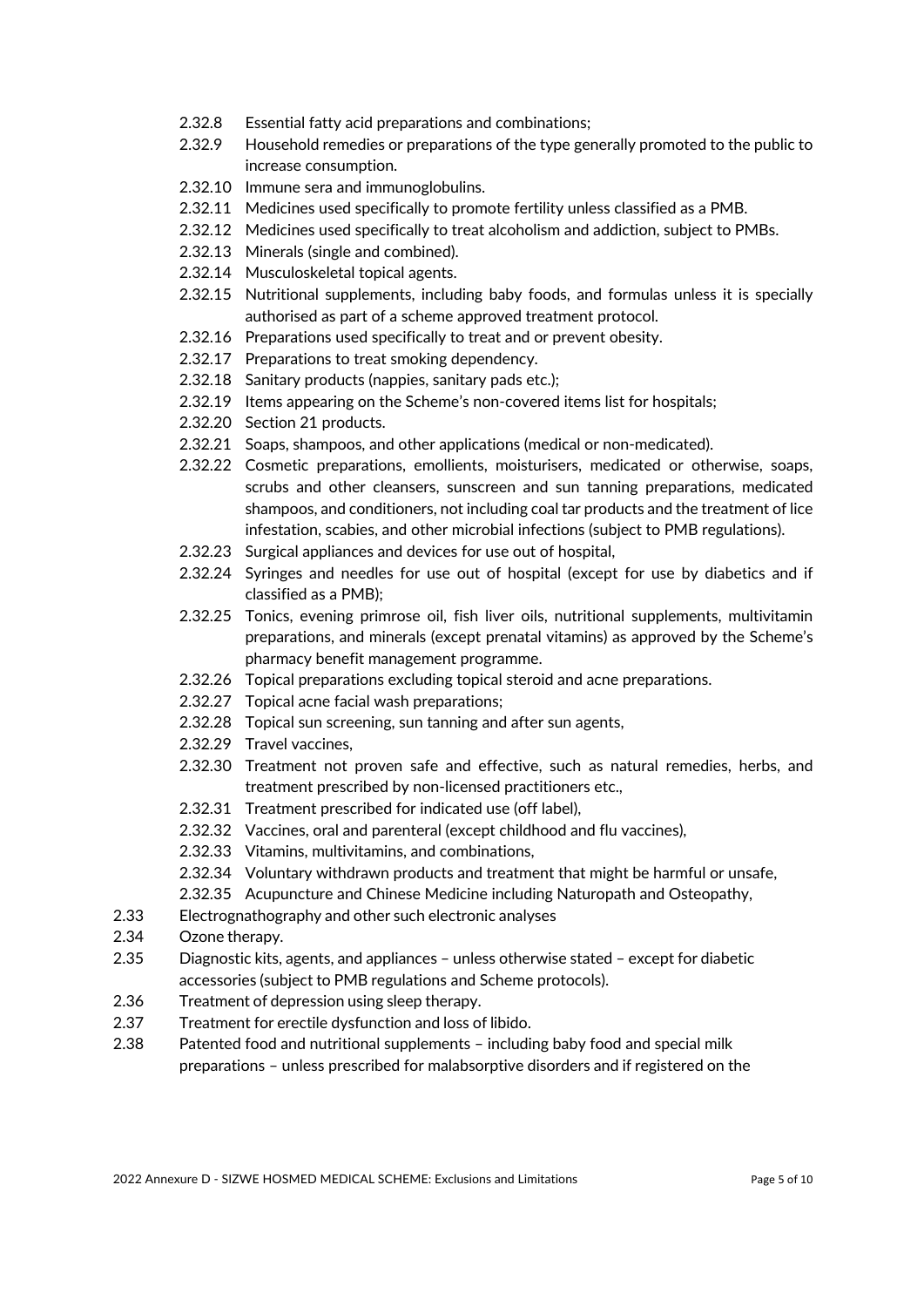- 2.32.8 Essential fatty acid preparations and combinations;
- 2.32.9 Household remedies or preparations of the type generally promoted to the public to increase consumption.
- 2.32.10 Immune sera and immunoglobulins.
- 2.32.11 Medicines used specifically to promote fertility unless classified as a PMB.
- 2.32.12 Medicines used specifically to treat alcoholism and addiction, subject to PMBs.
- 2.32.13 Minerals (single and combined).
- 2.32.14 Musculoskeletal topical agents.
- 2.32.15 Nutritional supplements, including baby foods, and formulas unless it is specially authorised as part of a scheme approved treatment protocol.
- 2.32.16 Preparations used specifically to treat and or prevent obesity.
- 2.32.17 Preparations to treat smoking dependency.
- 2.32.18 Sanitary products (nappies, sanitary pads etc.);
- 2.32.19 Items appearing on the Scheme's non-covered items list for hospitals;
- 2.32.20 Section 21 products.
- 2.32.21 Soaps, shampoos, and other applications (medical or non-medicated).
- 2.32.22 Cosmetic preparations, emollients, moisturisers, medicated or otherwise, soaps, scrubs and other cleansers, sunscreen and sun tanning preparations, medicated shampoos, and conditioners, not including coal tar products and the treatment of lice infestation, scabies, and other microbial infections (subject to PMB regulations).
- 2.32.23 Surgical appliances and devices for use out of hospital,
- 2.32.24 Syringes and needles for use out of hospital (except for use by diabetics and if classified as a PMB);
- 2.32.25 Tonics, evening primrose oil, fish liver oils, nutritional supplements, multivitamin preparations, and minerals (except prenatal vitamins) as approved by the Scheme's pharmacy benefit management programme.
- 2.32.26 Topical preparations excluding topical steroid and acne preparations.
- 2.32.27 Topical acne facial wash preparations;
- 2.32.28 Topical sun screening, sun tanning and after sun agents,
- 2.32.29 Travel vaccines,
- 2.32.30 Treatment not proven safe and effective, such as natural remedies, herbs, and treatment prescribed by non-licensed practitioners etc.,
- 2.32.31 Treatment prescribed for indicated use (off label),
- 2.32.32 Vaccines, oral and parenteral (except childhood and flu vaccines),
- 2.32.33 Vitamins, multivitamins, and combinations,
- 2.32.34 Voluntary withdrawn products and treatment that might be harmful or unsafe,
- 2.32.35 Acupuncture and Chinese Medicine including Naturopath and Osteopathy,

2.33 Electrognathography and other such electronic analyses

2.34 Ozone therapy.

2.35 Diagnostic kits, agents, and appliances – unless otherwise stated – except for diabetic accessories (subject to PMB regulations and Scheme protocols).

2.36 Treatment of depression using sleep therapy.

2.37 Treatment for erectile dysfunction and loss of libido.

2.38 Patented food and nutritional supplements – including baby food and special milk preparations – unless prescribed for malabsorptive disorders and if registered on the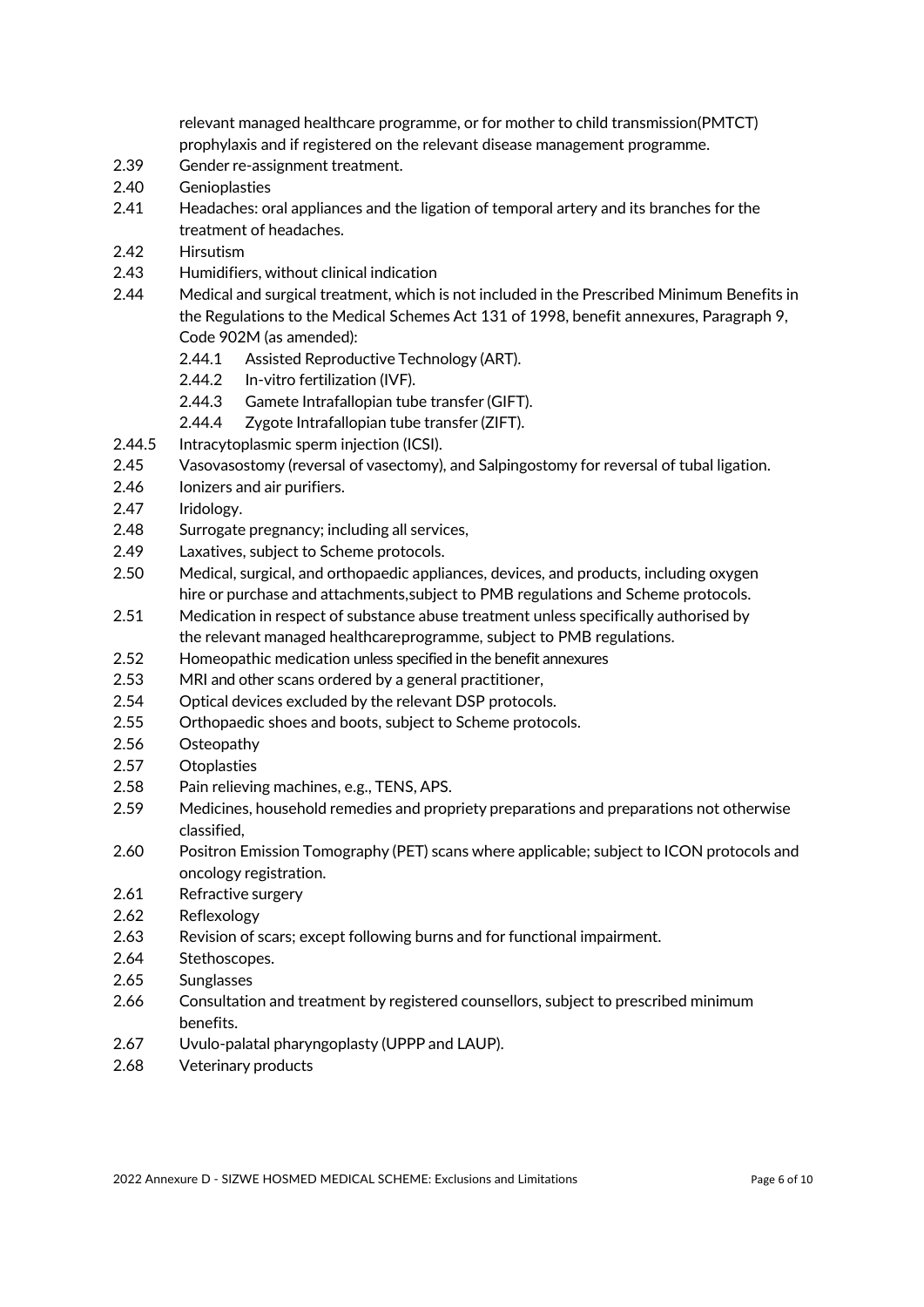relevant managed healthcare programme, or for mother to child transmission(PMTCT) prophylaxis and if registered on the relevant disease management programme.

2.39 Gender re-assignment treatment.

2.40 Genioplasties

2.41 Headaches: oral appliances and the ligation of temporal artery and its branches for the treatment of headaches.

2.42 Hirsutism

2.43 Humidifiers, without clinical indication

2.44 Medical and surgical treatment, which is not included in the Prescribed Minimum Benefits in the Regulations to the Medical Schemes Act 131 of 1998, benefit annexures, Paragraph 9, Code 902M (as amended):

- 2.44.1 Assisted Reproductive Technology (ART).
- 2.44.2 In-vitro fertilization (IVF).
- 2.44.3 Gamete Intrafallopian tube transfer (GIFT).
- 2.44.4 Zygote Intrafallopian tube transfer (ZIFT).

2.44.5 Intracytoplasmic sperm injection (ICSI).

2.45 Vasovasostomy (reversal of vasectomy), and Salpingostomy for reversal of tubal ligation.

2.46 Ionizers and air purifiers.

2.47 Iridology.

2.48 Surrogate pregnancy; including all services,

2.49 Laxatives, subject to Scheme protocols.

2.50 Medical, surgical, and orthopaedic appliances, devices, and products, including oxygen hire or purchase and attachments,subject to PMB regulations and Scheme protocols.

2.51 Medication in respect of substance abuse treatment unless specifically authorised by the relevant managed healthcareprogramme, subject to PMB regulations.

2.52 Homeopathic medication unless specified in the benefit annexures

2.53 MRI and other scans ordered by a general practitioner,

2.54 Optical devices excluded by the relevant DSP protocols.

2.55 Orthopaedic shoes and boots, subject to Scheme protocols.

2.56 Osteopathy

2.57 Otoplasties

2.58 Pain relieving machines, e.g., TENS, APS.

2.59 Medicines, household remedies and propriety preparations and preparations not otherwise classified,

2.60 Positron Emission Tomography (PET) scans where applicable; subject to ICON protocols and oncology registration.

2.61 Refractive surgery

2.62 Reflexology

2.63 Revision of scars; except following burns and for functional impairment.

2.64 Stethoscopes.

2.65 Sunglasses

2.66 Consultation and treatment by registered counsellors, subject to prescribed minimum benefits.

2.67 Uvulo-palatal pharyngoplasty (UPPP and LAUP).

2.68 Veterinary products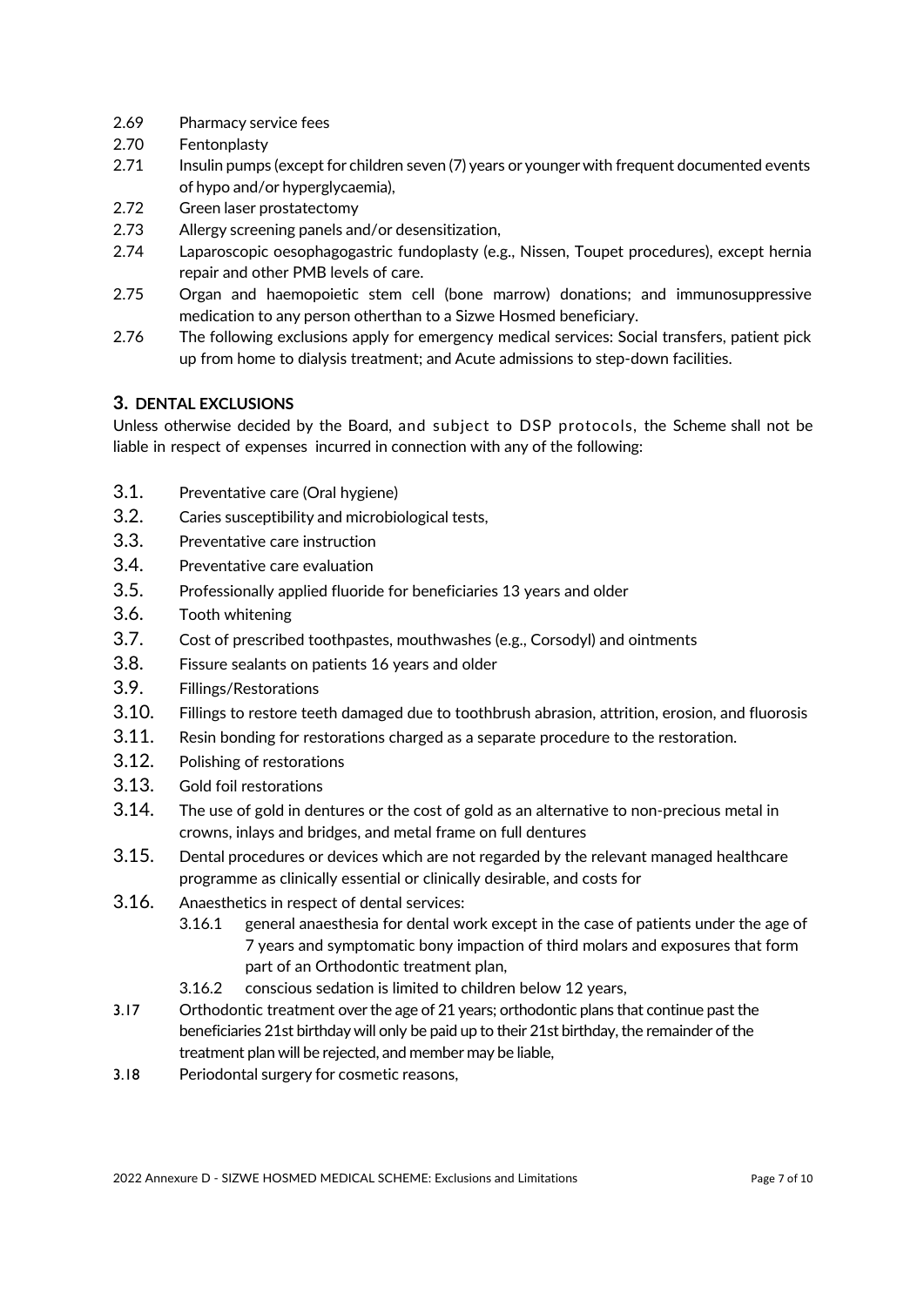2.69 Pharmacy service fees

2.70 Fentonplasty

2.71 Insulin pumps (except for children seven (7) years or younger with frequent documented events of hypo and/or hyperglycaemia),

2.72 Green laser prostatectomy

2.73 Allergy screening panels and/or desensitization,

2.74 Laparoscopic oesophagogastric fundoplasty (e.g., Nissen, Toupet procedures), except hernia repair and other PMB levels of care.

2.75 Organ and haemopoietic stem cell (bone marrow) donations; and immunosuppressive medication to any person otherthan to a Sizwe Hosmed beneficiary.

2.76 The following exclusions apply for emergency medical services: Social transfers, patient pick up from home to dialysis treatment; and Acute admissions to step-down facilities.

## 3. DENTAL EXCLUSIONS

Unless otherwise decided by the Board, and subject to DSP protocols, the Scheme shall not be liable in respect of expenses incurred in connection with any of the following:

3.1. Preventative care (Oral hygiene)

3.2. Caries susceptibility and microbiological tests,

3.3. Preventative care instruction

3.4. Preventative care evaluation

3.5. Professionally applied fluoride for beneficiaries 13 years and older

3.6. Tooth whitening

3.7. Cost of prescribed toothpastes, mouthwashes (e.g., Corsodyl) and ointments

3.8. Fissure sealants on patients 16 years and older

3.9. Fillings/Restorations

3.10. Fillings to restore teeth damaged due to toothbrush abrasion, attrition, erosion, and fluorosis

3.11. Resin bonding for restorations charged as a separate procedure to the restoration.

3.12. Polishing of restorations

3.13. Gold foil restorations

3.14. The use of gold in dentures or the cost of gold as an alternative to non-precious metal in crowns, inlays and bridges, and metal frame on full dentures

3.15. Dental procedures or devices which are not regarded by the relevant managed healthcare programme as clinically essential or clinically desirable, and costs for

3.16. Anaesthetics in respect of dental services:

- 3.16.1 general anaesthesia for dental work except in the case of patients under the age of 7 years and symptomatic bony impaction of third molars and exposures that form part of an Orthodontic treatment plan,
- 3.16.2 conscious sedation is limited to children below 12 years,

3.17 Orthodontic treatment over the age of 21 years; orthodontic plans that continue past the beneficiaries 21st birthday will only be paid up to their 21st birthday, the remainder of the treatment plan will be rejected, and member may be liable,

3.18 Periodontal surgery for cosmetic reasons,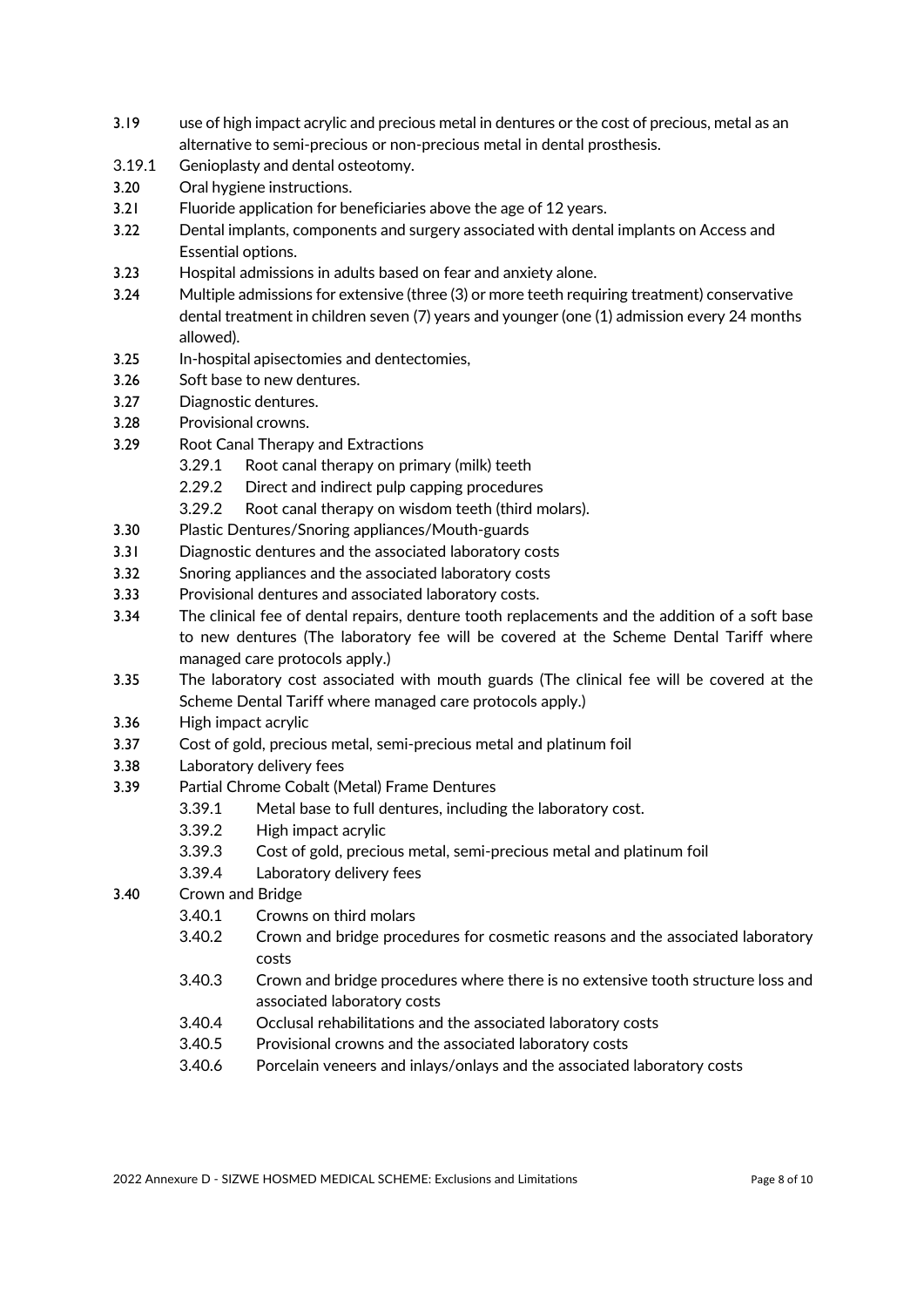3.19 use of high impact acrylic and precious metal in dentures or the cost of precious, metal as an alternative to semi-precious or non-precious metal in dental prosthesis.

3.19.1 Genioplasty and dental osteotomy.

3.20 Oral hygiene instructions.

3.21 Fluoride application for beneficiaries above the age of 12 years.

3.22 Dental implants, components and surgery associated with dental implants on Access and Essential options.

3.23 Hospital admissions in adults based on fear and anxiety alone.

3.24 Multiple admissions for extensive (three (3) or more teeth requiring treatment) conservative dental treatment in children seven (7) years and younger (one (1) admission every 24 months allowed).

3.25 In-hospital apisectomies and dentectomies,

3.26 Soft base to new dentures.

3.27 Diagnostic dentures.

3.28 Provisional crowns.

3.29 Root Canal Therapy and Extractions

- 3.29.1 Root canal therapy on primary (milk) teeth
- 2.29.2 Direct and indirect pulp capping procedures
- 3.29.2 Root canal therapy on wisdom teeth (third molars).

3.30 Plastic Dentures/Snoring appliances/Mouth-guards

3.31 Diagnostic dentures and the associated laboratory costs

3.32 Snoring appliances and the associated laboratory costs

3.33 Provisional dentures and associated laboratory costs.

3.34 The clinical fee of dental repairs, denture tooth replacements and the addition of a soft base to new dentures (The laboratory fee will be covered at the Scheme Dental Tariff where managed care protocols apply.)

3.35 The laboratory cost associated with mouth guards (The clinical fee will be covered at the Scheme Dental Tariff where managed care protocols apply.)

3.36 High impact acrylic

3.37 Cost of gold, precious metal, semi-precious metal and platinum foil

3.38 Laboratory delivery fees

3.39 Partial Chrome Cobalt (Metal) Frame Dentures

- 3.39.1 Metal base to full dentures, including the laboratory cost.
- 3.39.2 High impact acrylic
- 3.39.3 Cost of gold, precious metal, semi-precious metal and platinum foil
- 3.39.4 Laboratory delivery fees

3.40 Crown and Bridge

- 3.40.1 Crowns on third molars
- 3.40.2 Crown and bridge procedures for cosmetic reasons and the associated laboratory costs
- 3.40.3 Crown and bridge procedures where there is no extensive tooth structure loss and associated laboratory costs
- 3.40.4 Occlusal rehabilitations and the associated laboratory costs
- 3.40.5 Provisional crowns and the associated laboratory costs
- 3.40.6 Porcelain veneers and inlays/onlays and the associated laboratory costs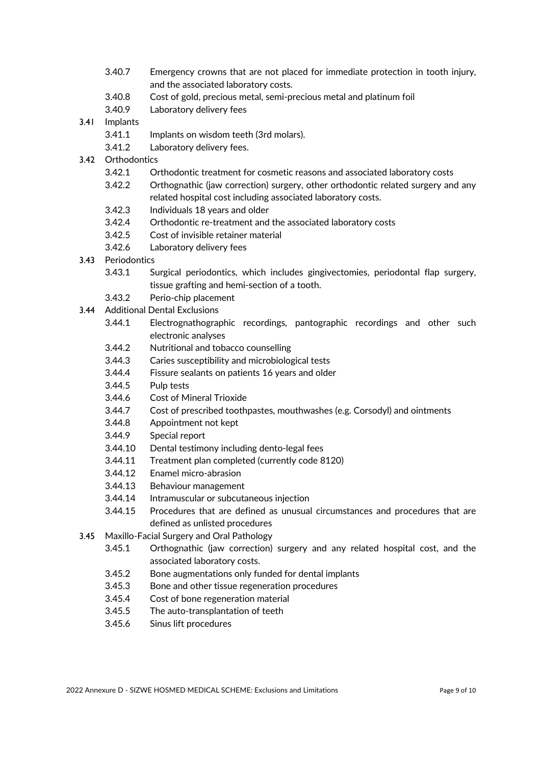- 3.40.7 Emergency crowns that are not placed for immediate protection in tooth injury, and the associated laboratory costs.
- 3.40.8 Cost of gold, precious metal, semi-precious metal and platinum foil
- 3.40.9 Laboratory delivery fees

3.41 Implants

- 3.41.1 Implants on wisdom teeth (3rd molars).
- 3.41.2 Laboratory delivery fees.

3.42 Orthodontics

- 3.42.1 Orthodontic treatment for cosmetic reasons and associated laboratory costs
- 3.42.2 Orthognathic (jaw correction) surgery, other orthodontic related surgery and any related hospital cost including associated laboratory costs.
- 3.42.3 Individuals 18 years and older
- 3.42.4 Orthodontic re-treatment and the associated laboratory costs
- 3.42.5 Cost of invisible retainer material
- 3.42.6 Laboratory delivery fees

3.43 Periodontics

- 3.43.1 Surgical periodontics, which includes gingivectomies, periodontal flap surgery, tissue grafting and hemi-section of a tooth.
- 3.43.2 Perio-chip placement

3.44 Additional Dental Exclusions

- 3.44.1 Electrognathographic recordings, pantographic recordings and other such electronic analyses
- 3.44.2 Nutritional and tobacco counselling
- 3.44.3 Caries susceptibility and microbiological tests
- 3.44.4 Fissure sealants on patients 16 years and older
- 3.44.5 Pulp tests
- 3.44.6 Cost of Mineral Trioxide
- 3.44.7 Cost of prescribed toothpastes, mouthwashes (e.g. Corsodyl) and ointments
- 3.44.8 Appointment not kept
- 3.44.9 Special report
- 3.44.10 Dental testimony including dento-legal fees
- 3.44.11 Treatment plan completed (currently code 8120)
- 3.44.12 Enamel micro-abrasion
- 3.44.13 Behaviour management
- 3.44.14 Intramuscular or subcutaneous injection
- 3.44.15 Procedures that are defined as unusual circumstances and procedures that are defined as unlisted procedures

3.45 Maxillo-Facial Surgery and Oral Pathology

- 3.45.1 Orthognathic (jaw correction) surgery and any related hospital cost, and the associated laboratory costs.
- 3.45.2 Bone augmentations only funded for dental implants
- 3.45.3 Bone and other tissue regeneration procedures
- 3.45.4 Cost of bone regeneration material
- 3.45.5 The auto-transplantation of teeth
- 3.45.6 Sinus lift procedures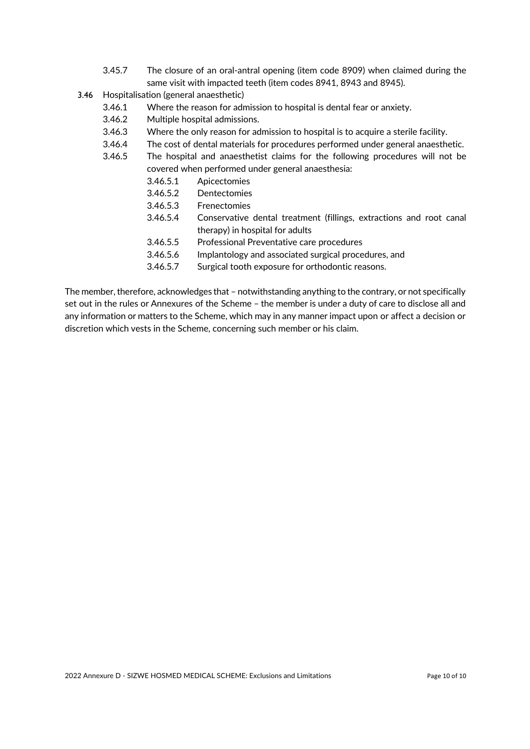3.45.7 The closure of an oral-antral opening (item code 8909) when claimed during the same visit with impacted teeth (item codes 8941, 8943 and 8945).

**3.46** Hospitalisation (general anaesthetic)

- 3.46.1 Where the reason for admission to hospital is dental fear or anxiety.
- 3.46.2 Multiple hospital admissions.
- 3.46.3 Where the only reason for admission to hospital is to acquire a sterile facility.
- 3.46.4 The cost of dental materials for procedures performed under general anaesthetic.
- 3.46.5 The hospital and anaesthetist claims for the following procedures will not be covered when performed under general anaesthesia:
  - 3.46.5.1 Apicectomies
  - 3.46.5.2 Dentectomies
  - 3.46.5.3 Frenectomies
  - 3.46.5.4 Conservative dental treatment (fillings, extractions and root canal therapy) in hospital for adults
  - 3.46.5.5 Professional Preventative care procedures
  - 3.46.5.6 Implantology and associated surgical procedures, and
  - 3.46.5.7 Surgical tooth exposure for orthodontic reasons.

The member, therefore, acknowledges that – notwithstanding anything to the contrary, or not specifically set out in the rules or Annexures of the Scheme – the member is under a duty of care to disclose all and any information or matters to the Scheme, which may in any manner impact upon or affect a decision or discretion which vests in the Scheme, concerning such member or his claim.